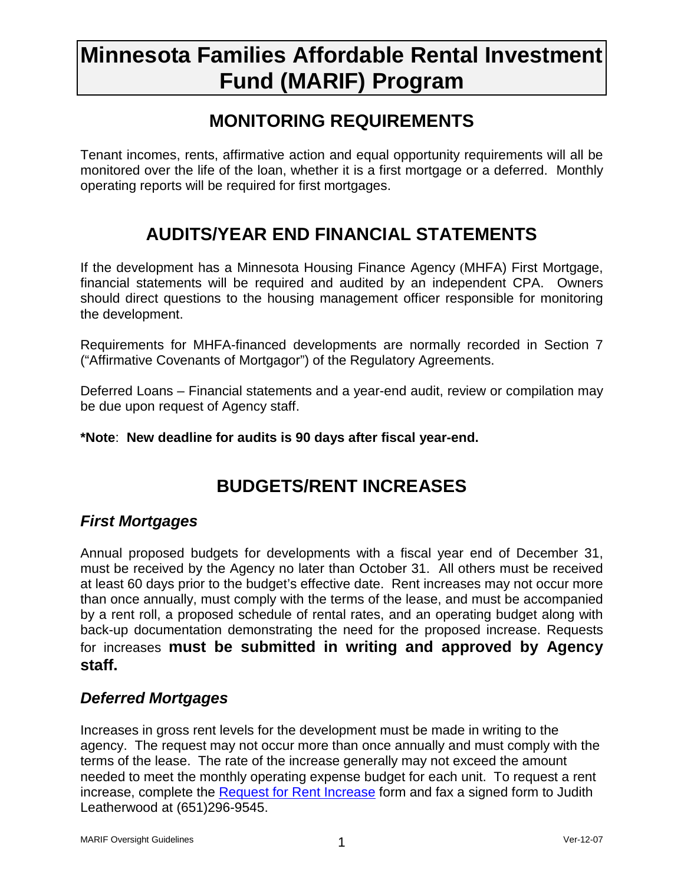# Minnesota Families Affordable Rental Investment Fund (MARIF) Program

## MONITORING REQUIREMENTS

Tenant incomes, rents, affirmative action and equal opportunity requirements will all be monitored over the life of the loan, whether it is a first mortgage or a deferred. Monthly operating reports will be required for first mortgages.

## AUDITS/YEAR END FINANCIAL STATEMENTS

If the development has a Minnesota Housing Finance Agency (MHFA) First Mortgage, financial statements will be required and audited by an independent CPA. Owners should direct questions to the housing management officer responsible for monitoring the development.

Requirements for MHFA-financed developments are normally recorded in Section 7 ("Affirmative Covenants of Mortgagor") of the Regulatory Agreements.

Deferred Loans – Financial statements and a year-end audit, review or compilation may be due upon request of Agency staff.

**\*Note**: **New deadline for audits is 90 days after fiscal year-end.**

## BUDGETS/RENT INCREASES

### *First Mortgages*

Annual proposed budgets for developments with a fiscal year end of December 31, must be received by the Agency no later than October 31. All others must be received at least 60 days prior to the budget's effective date. Rent increases may not occur more than once annually, must comply with the terms of the lease, and must be accompanied by a rent roll, a proposed schedule of rental rates, and an operating budget along with back-up documentation demonstrating the need for the proposed increase. Requests for increases **must be submitted in writing and approved by Agency staff.**

### *Deferred Mortgages*

Increases in gross rent levels for the development must be made in writing to the agency. The request may not occur more than once annually and must comply with the terms of the lease. The rate of the increase generally may not exceed the amount needed to meet the monthly operating expense budget for each unit. To request a rent increase, complete the Request for Rent Increase form and fax a signed form to Judith Leatherwood at (651)296-9545.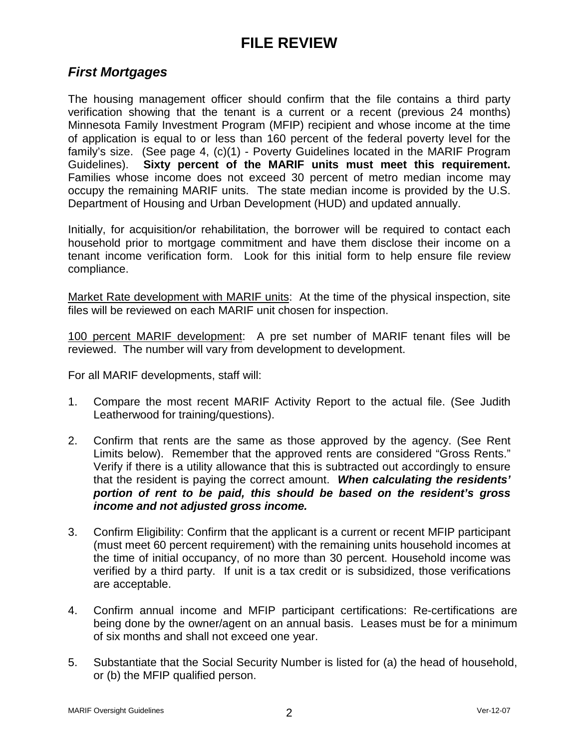# FILE REVIEW

## *First Mortgages*

The housing management officer should confirm that the file contains a third party verification showing that the tenant is a current or a recent (previous 24 months) Minnesota Family Investment Program (MFIP) recipient and whose income at the time of application is equal to or less than 160 percent of the federal poverty level for the family's size. (See page 4, (c)(1) - Poverty Guidelines located in the MARIF Program Guidelines). **Sixty percent of the MARIF units must meet this requirement.** Families whose income does not exceed 30 percent of metro median income may occupy the remaining MARIF units. The state median income is provided by the U.S. Department of Housing and Urban Development (HUD) and updated annually.

Initially, for acquisition/or rehabilitation, the borrower will be required to contact each household prior to mortgage commitment and have them disclose their income on a tenant income verification form. Look for this initial form to help ensure file review compliance.

<u>Market Rate development with MARIF units</u>: At the time of the physical inspection, site files will be reviewed on each MARIF unit chosen for inspection.

<u>100 percent MARIF development</u>: A pre set number of MARIF tenant files will be reviewed. The number will vary from development to development.

For all MARIF developments, staff will:

1. Compare the most recent MARIF Activity Report to the actual file. (See Judith Leatherwood for training/questions).

2. Confirm that rents are the same as those approved by the agency. (See Rent Limits below). Remember that the approved rents are considered "Gross Rents." Verify if there is a utility allowance that this is subtracted out accordingly to ensure that the resident is paying the correct amount. ***When calculating the residents' portion of rent to be paid, this should be based on the resident's gross income and not adjusted gross income.***

3. Confirm Eligibility: Confirm that the applicant is a current or recent MFIP participant (must meet 60 percent requirement) with the remaining units household incomes at the time of initial occupancy, of no more than 30 percent. Household income was verified by a third party. If unit is a tax credit or is subsidized, those verifications are acceptable.

4. Confirm annual income and MFIP participant certifications: Re-certifications are being done by the owner/agent on an annual basis. Leases must be for a minimum of six months and shall not exceed one year.

5. Substantiate that the Social Security Number is listed for (a) the head of household, or (b) the MFIP qualified person.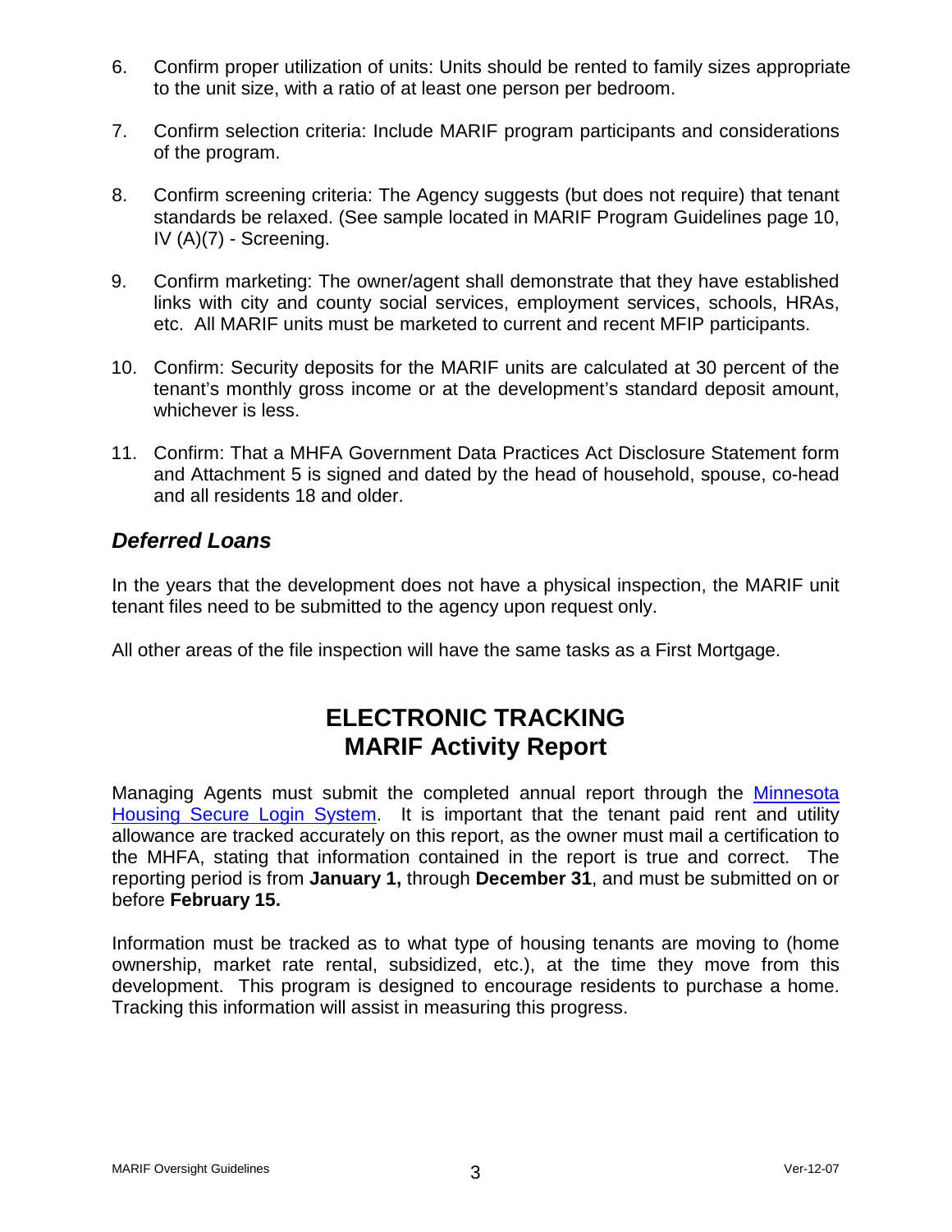6. Confirm proper utilization of units: Units should be rented to family sizes appropriate to the unit size, with a ratio of at least one person per bedroom.

7. Confirm selection criteria: Include MARIF program participants and considerations of the program.

8. Confirm screening criteria: The Agency suggests (but does not require) that tenant standards be relaxed. (See sample located in MARIF Program Guidelines page 10, IV (A)(7) - Screening.

9. Confirm marketing: The owner/agent shall demonstrate that they have established links with city and county social services, employment services, schools, HRAs, etc. All MARIF units must be marketed to current and recent MFIP participants.

10. Confirm: Security deposits for the MARIF units are calculated at 30 percent of the tenant's monthly gross income or at the development's standard deposit amount, whichever is less.

11. Confirm: That a MHFA Government Data Practices Act Disclosure Statement form and Attachment 5 is signed and dated by the head of household, spouse, co-head and all residents 18 and older.

### *Deferred Loans*

In the years that the development does not have a physical inspection, the MARIF unit tenant files need to be submitted to the agency upon request only.

All other areas of the file inspection will have the same tasks as a First Mortgage.

## ELECTRONIC TRACKING
## MARIF Activity Report

Managing Agents must submit the completed annual report through the Minnesota Housing Secure Login System. It is important that the tenant paid rent and utility allowance are tracked accurately on this report, as the owner must mail a certification to the MHFA, stating that information contained in the report is true and correct. The reporting period is from **January 1,** through **December 31**, and must be submitted on or before **February 15.**

Information must be tracked as to what type of housing tenants are moving to (home ownership, market rate rental, subsidized, etc.), at the time they move from this development. This program is designed to encourage residents to purchase a home. Tracking this information will assist in measuring this progress.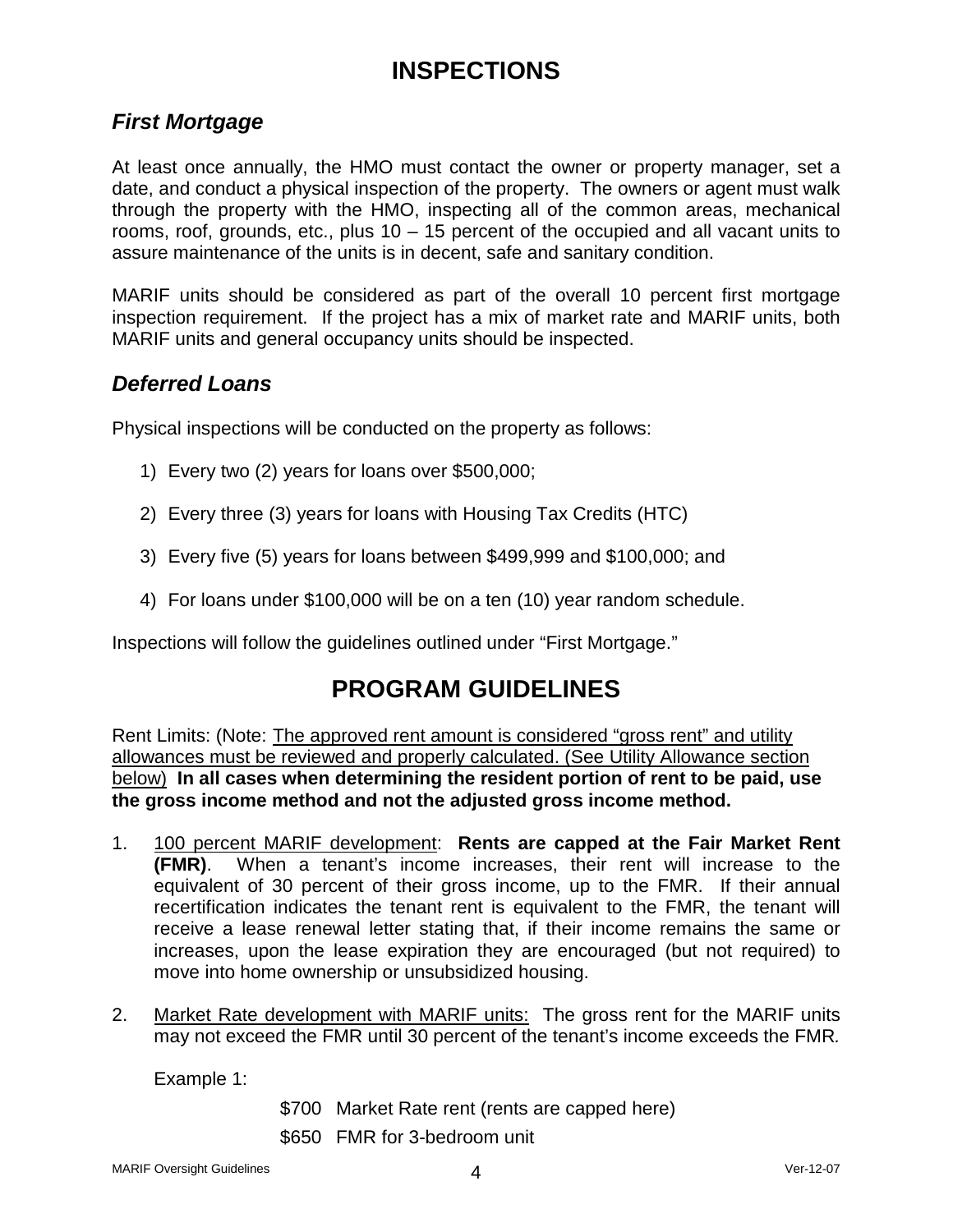# INSPECTIONS

## *First Mortgage*

At least once annually, the HMO must contact the owner or property manager, set a date, and conduct a physical inspection of the property. The owners or agent must walk through the property with the HMO, inspecting all of the common areas, mechanical rooms, roof, grounds, etc., plus 10 – 15 percent of the occupied and all vacant units to assure maintenance of the units is in decent, safe and sanitary condition.

MARIF units should be considered as part of the overall 10 percent first mortgage inspection requirement. If the project has a mix of market rate and MARIF units, both MARIF units and general occupancy units should be inspected.

## *Deferred Loans*

Physical inspections will be conducted on the property as follows:

1) Every two (2) years for loans over $500,000;
2) Every three (3) years for loans with Housing Tax Credits (HTC)
3) Every five (5) years for loans between $499,999 and $100,000; and
4) For loans under $100,000 will be on a ten (10) year random schedule.

Inspections will follow the guidelines outlined under "First Mortgage."

# PROGRAM GUIDELINES

Rent Limits: (Note: <u>The approved rent amount is considered "gross rent" and utility allowances must be reviewed and properly calculated. (See Utility Allowance section below)</u> **In all cases when determining the resident portion of rent to be paid, use the gross income method and not the adjusted gross income method.**

1. <u>100 percent MARIF development</u>: **Rents are capped at the Fair Market Rent (FMR)**. When a tenant's income increases, their rent will increase to the equivalent of 30 percent of their gross income, up to the FMR. If their annual recertification indicates the tenant rent is equivalent to the FMR, the tenant will receive a lease renewal letter stating that, if their income remains the same or increases, upon the lease expiration they are encouraged (but not required) to move into home ownership or unsubsidized housing.

2. <u>Market Rate development with MARIF units:</u> The gross rent for the MARIF units may not exceed the FMR until 30 percent of the tenant's income exceeds the FMR.

   Example 1:

   $700 Market Rate rent (rents are capped here)

   $650 FMR for 3-bedroom unit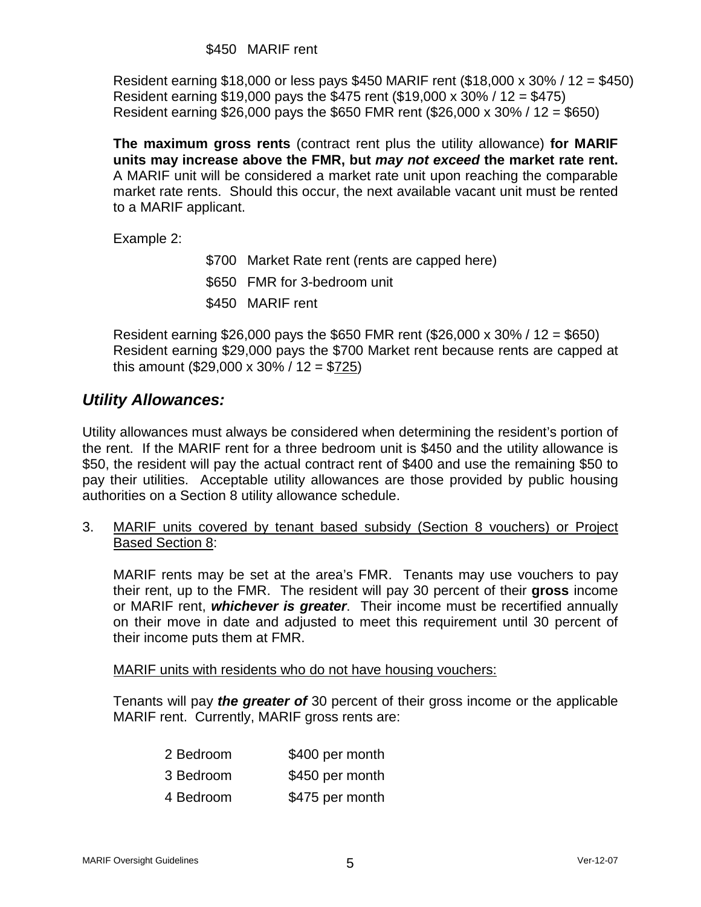$450 MARIF rent

Resident earning $18,000 or less pays $450 MARIF rent ($18,000 x 30% / 12 = $450)
Resident earning $19,000 pays the $475 rent ($19,000 x 30% / 12 = $475)
Resident earning $26,000 pays the $650 FMR rent ($26,000 x 30% / 12 = $650)

**The maximum gross rents** (contract rent plus the utility allowance) **for MARIF units may increase above the FMR, but *may not exceed* the market rate rent.** A MARIF unit will be considered a market rate unit upon reaching the comparable market rate rents. Should this occur, the next available vacant unit must be rented to a MARIF applicant.

Example 2:

$700 Market Rate rent (rents are capped here)

$650 FMR for 3-bedroom unit

$450 MARIF rent

Resident earning $26,000 pays the $650 FMR rent ($26,000 x 30% / 12 = $650)
Resident earning $29,000 pays the $700 Market rent because rents are capped at this amount ($29,000 x 30% / 12 = $725)

## *Utility Allowances:*

Utility allowances must always be considered when determining the resident's portion of the rent. If the MARIF rent for a three bedroom unit is $450 and the utility allowance is $50, the resident will pay the actual contract rent of $400 and use the remaining $50 to pay their utilities. Acceptable utility allowances are those provided by public housing authorities on a Section 8 utility allowance schedule.

3. MARIF units covered by tenant based subsidy (Section 8 vouchers) or Project Based Section 8:

   MARIF rents may be set at the area's FMR. Tenants may use vouchers to pay their rent, up to the FMR. The resident will pay 30 percent of their **gross** income or MARIF rent, ***whichever is greater***. Their income must be recertified annually on their move in date and adjusted to meet this requirement until 30 percent of their income puts them at FMR.

   MARIF units with residents who do not have housing vouchers:

   Tenants will pay ***the greater of*** 30 percent of their gross income or the applicable MARIF rent. Currently, MARIF gross rents are:

   | | |
   |---|---|
   | 2 Bedroom | $400 per month |
   | 3 Bedroom | $450 per month |
   | 4 Bedroom | $475 per month |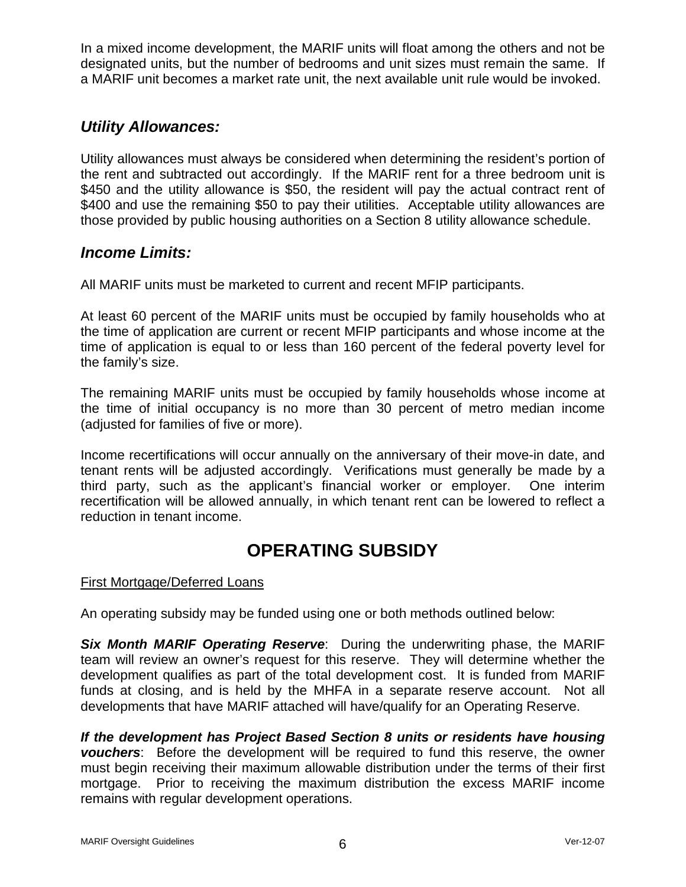In a mixed income development, the MARIF units will float among the others and not be designated units, but the number of bedrooms and unit sizes must remain the same. If a MARIF unit becomes a market rate unit, the next available unit rule would be invoked.

### *Utility Allowances:*

Utility allowances must always be considered when determining the resident's portion of the rent and subtracted out accordingly. If the MARIF rent for a three bedroom unit is \$450 and the utility allowance is \$50, the resident will pay the actual contract rent of \$400 and use the remaining \$50 to pay their utilities. Acceptable utility allowances are those provided by public housing authorities on a Section 8 utility allowance schedule.

### *Income Limits:*

All MARIF units must be marketed to current and recent MFIP participants.

At least 60 percent of the MARIF units must be occupied by family households who at the time of application are current or recent MFIP participants and whose income at the time of application is equal to or less than 160 percent of the federal poverty level for the family's size.

The remaining MARIF units must be occupied by family households whose income at the time of initial occupancy is no more than 30 percent of metro median income (adjusted for families of five or more).

Income recertifications will occur annually on the anniversary of their move-in date, and tenant rents will be adjusted accordingly. Verifications must generally be made by a third party, such as the applicant's financial worker or employer. One interim recertification will be allowed annually, in which tenant rent can be lowered to reflect a reduction in tenant income.

## OPERATING SUBSIDY

<u>First Mortgage/Deferred Loans</u>

An operating subsidy may be funded using one or both methods outlined below:

***Six Month MARIF Operating Reserve***: During the underwriting phase, the MARIF team will review an owner's request for this reserve. They will determine whether the development qualifies as part of the total development cost. It is funded from MARIF funds at closing, and is held by the MHFA in a separate reserve account. Not all developments that have MARIF attached will have/qualify for an Operating Reserve.

***If the development has Project Based Section 8 units or residents have housing vouchers***: Before the development will be required to fund this reserve, the owner must begin receiving their maximum allowable distribution under the terms of their first mortgage. Prior to receiving the maximum distribution the excess MARIF income remains with regular development operations.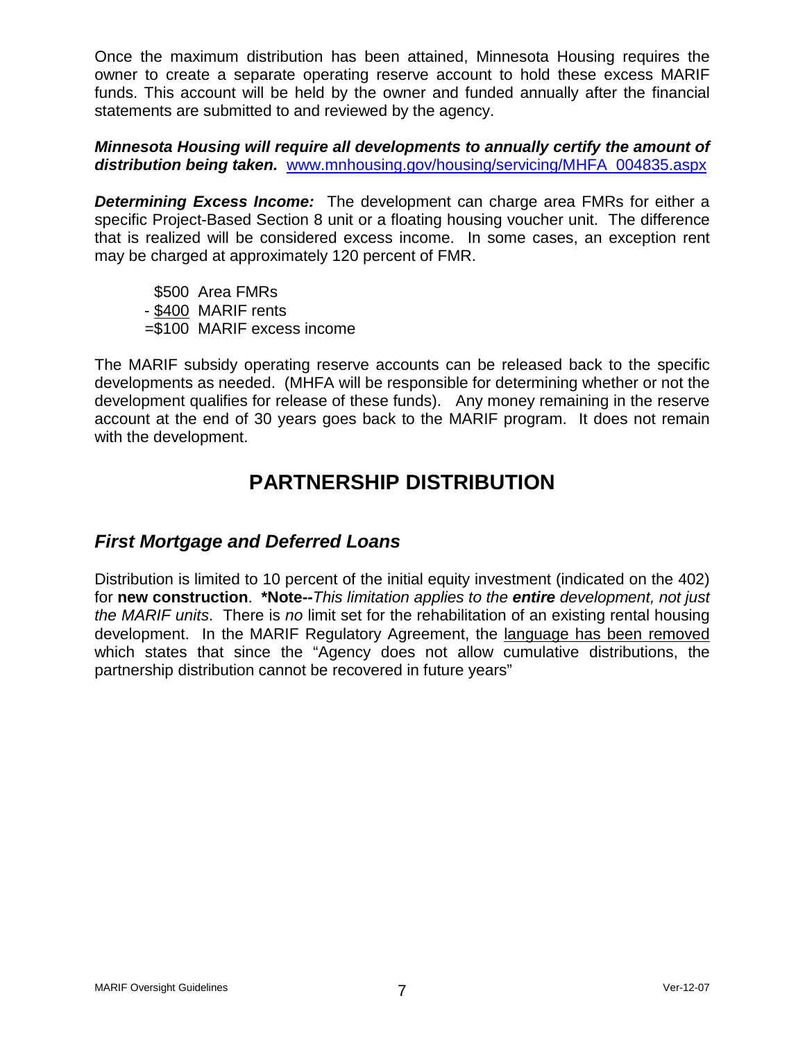Once the maximum distribution has been attained, Minnesota Housing requires the owner to create a separate operating reserve account to hold these excess MARIF funds. This account will be held by the owner and funded annually after the financial statements are submitted to and reviewed by the agency.

***Minnesota Housing will require all developments to annually certify the amount of distribution being taken.*** www.mnhousing.gov/housing/servicing/MHFA_004835.aspx

***Determining Excess Income:*** The development can charge area FMRs for either a specific Project-Based Section 8 unit or a floating housing voucher unit. The difference that is realized will be considered excess income. In some cases, an exception rent may be charged at approximately 120 percent of FMR.

  \$500 Area FMRs  
- <u>\$400</u> MARIF rents  
=\$100 MARIF excess income

The MARIF subsidy operating reserve accounts can be released back to the specific developments as needed. (MHFA will be responsible for determining whether or not the development qualifies for release of these funds). Any money remaining in the reserve account at the end of 30 years goes back to the MARIF program. It does not remain with the development.

# PARTNERSHIP DISTRIBUTION

## *First Mortgage and Deferred Loans*

Distribution is limited to 10 percent of the initial equity investment (indicated on the 402) for **new construction**. **\*Note--***This limitation applies to the* ***entire*** *development, not just the MARIF units*. There is *no* limit set for the rehabilitation of an existing rental housing development. In the MARIF Regulatory Agreement, the <u>language has been removed</u> which states that since the "Agency does not allow cumulative distributions, the partnership distribution cannot be recovered in future years"